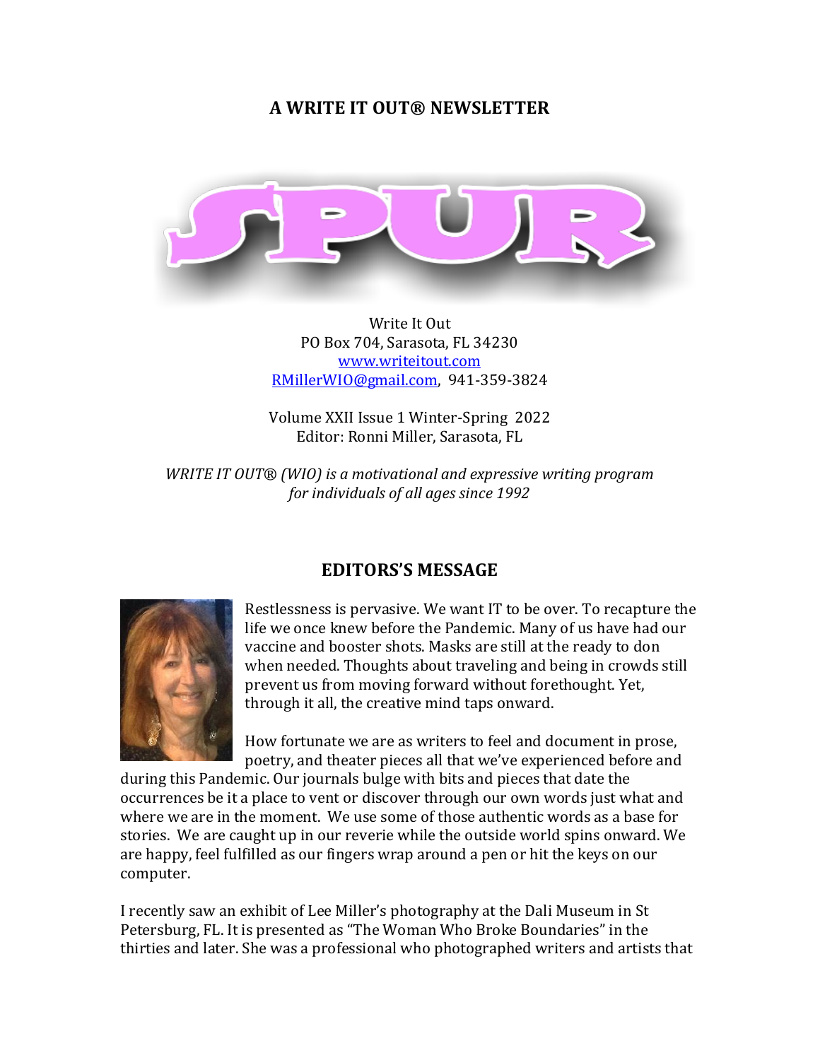## A WRITE IT OUT® NEWSLETTER

# SPUR

Write It Out
PO Box 704, Sarasota, FL 34230
www.writeitout.com
RMillerWIO@gmail.com, 941-359-3824

Volume XXII Issue 1 Winter-Spring 2022
Editor: Ronni Miller, Sarasota, FL

*WRITE IT OUT® (WIO) is a motivational and expressive writing program for individuals of all ages since 1992*

## EDITORS'S MESSAGE

Restlessness is pervasive. We want IT to be over. To recapture the life we once knew before the Pandemic. Many of us have had our vaccine and booster shots. Masks are still at the ready to don when needed. Thoughts about traveling and being in crowds still prevent us from moving forward without forethought. Yet, through it all, the creative mind taps onward.

How fortunate we are as writers to feel and document in prose, poetry, and theater pieces all that we've experienced before and during this Pandemic. Our journals bulge with bits and pieces that date the occurrences be it a place to vent or discover through our own words just what and where we are in the moment. We use some of those authentic words as a base for stories. We are caught up in our reverie while the outside world spins onward. We are happy, feel fulfilled as our fingers wrap around a pen or hit the keys on our computer.

I recently saw an exhibit of Lee Miller's photography at the Dali Museum in St Petersburg, FL. It is presented as "The Woman Who Broke Boundaries" in the thirties and later. She was a professional who photographed writers and artists that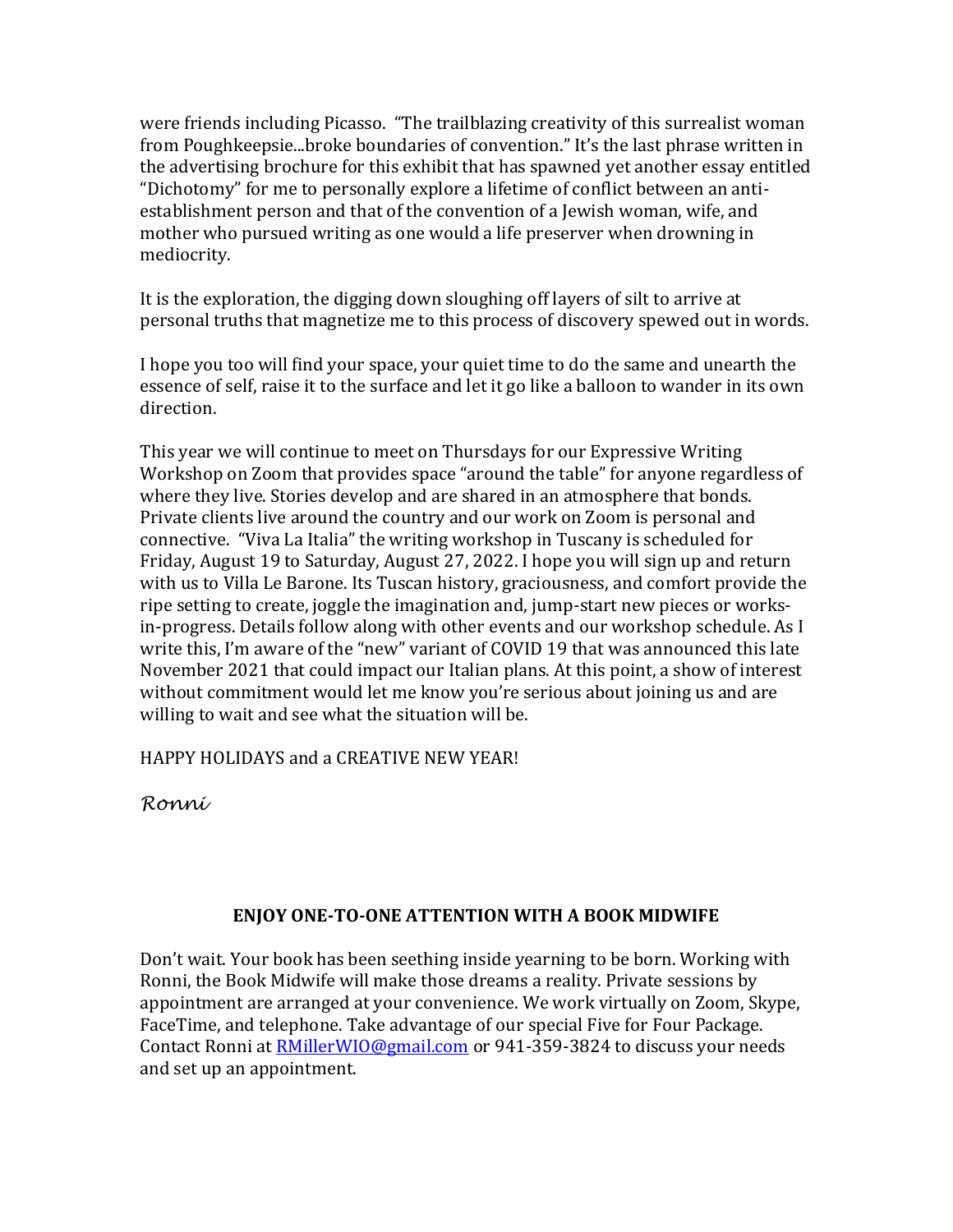were friends including Picasso. "The trailblazing creativity of this surrealist woman from Poughkeepsie...broke boundaries of convention." It's the last phrase written in the advertising brochure for this exhibit that has spawned yet another essay entitled "Dichotomy" for me to personally explore a lifetime of conflict between an anti-establishment person and that of the convention of a Jewish woman, wife, and mother who pursued writing as one would a life preserver when drowning in mediocrity.

It is the exploration, the digging down sloughing off layers of silt to arrive at personal truths that magnetize me to this process of discovery spewed out in words.

I hope you too will find your space, your quiet time to do the same and unearth the essence of self, raise it to the surface and let it go like a balloon to wander in its own direction.

This year we will continue to meet on Thursdays for our Expressive Writing Workshop on Zoom that provides space "around the table" for anyone regardless of where they live. Stories develop and are shared in an atmosphere that bonds. Private clients live around the country and our work on Zoom is personal and connective. "Viva La Italia" the writing workshop in Tuscany is scheduled for Friday, August 19 to Saturday, August 27, 2022. I hope you will sign up and return with us to Villa Le Barone. Its Tuscan history, graciousness, and comfort provide the ripe setting to create, joggle the imagination and, jump-start new pieces or works-in-progress. Details follow along with other events and our workshop schedule. As I write this, I'm aware of the "new" variant of COVID 19 that was announced this late November 2021 that could impact our Italian plans. At this point, a show of interest without commitment would let me know you're serious about joining us and are willing to wait and see what the situation will be.

HAPPY HOLIDAYS and a CREATIVE NEW YEAR!

*Ronni*

**ENJOY ONE-TO-ONE ATTENTION WITH A BOOK MIDWIFE**

Don't wait. Your book has been seething inside yearning to be born. Working with Ronni, the Book Midwife will make those dreams a reality. Private sessions by appointment are arranged at your convenience. We work virtually on Zoom, Skype, FaceTime, and telephone. Take advantage of our special Five for Four Package. Contact Ronni at RMillerWIO@gmail.com or 941-359-3824 to discuss your needs and set up an appointment.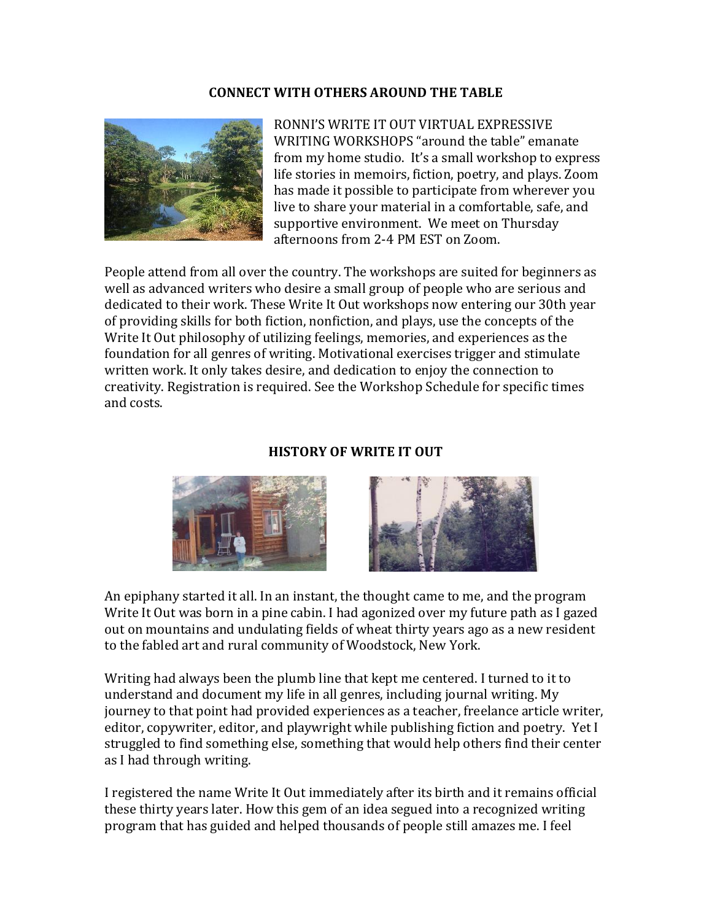## CONNECT WITH OTHERS AROUND THE TABLE

RONNI'S WRITE IT OUT VIRTUAL EXPRESSIVE WRITING WORKSHOPS "around the table" emanate from my home studio. It's a small workshop to express life stories in memoirs, fiction, poetry, and plays. Zoom has made it possible to participate from wherever you live to share your material in a comfortable, safe, and supportive environment. We meet on Thursday afternoons from 2-4 PM EST on Zoom.

People attend from all over the country. The workshops are suited for beginners as well as advanced writers who desire a small group of people who are serious and dedicated to their work. These Write It Out workshops now entering our 30th year of providing skills for both fiction, nonfiction, and plays, use the concepts of the Write It Out philosophy of utilizing feelings, memories, and experiences as the foundation for all genres of writing. Motivational exercises trigger and stimulate written work. It only takes desire, and dedication to enjoy the connection to creativity. Registration is required. See the Workshop Schedule for specific times and costs.

## HISTORY OF WRITE IT OUT

An epiphany started it all. In an instant, the thought came to me, and the program Write It Out was born in a pine cabin. I had agonized over my future path as I gazed out on mountains and undulating fields of wheat thirty years ago as a new resident to the fabled art and rural community of Woodstock, New York.

Writing had always been the plumb line that kept me centered. I turned to it to understand and document my life in all genres, including journal writing. My journey to that point had provided experiences as a teacher, freelance article writer, editor, copywriter, editor, and playwright while publishing fiction and poetry. Yet I struggled to find something else, something that would help others find their center as I had through writing.

I registered the name Write It Out immediately after its birth and it remains official these thirty years later. How this gem of an idea segued into a recognized writing program that has guided and helped thousands of people still amazes me. I feel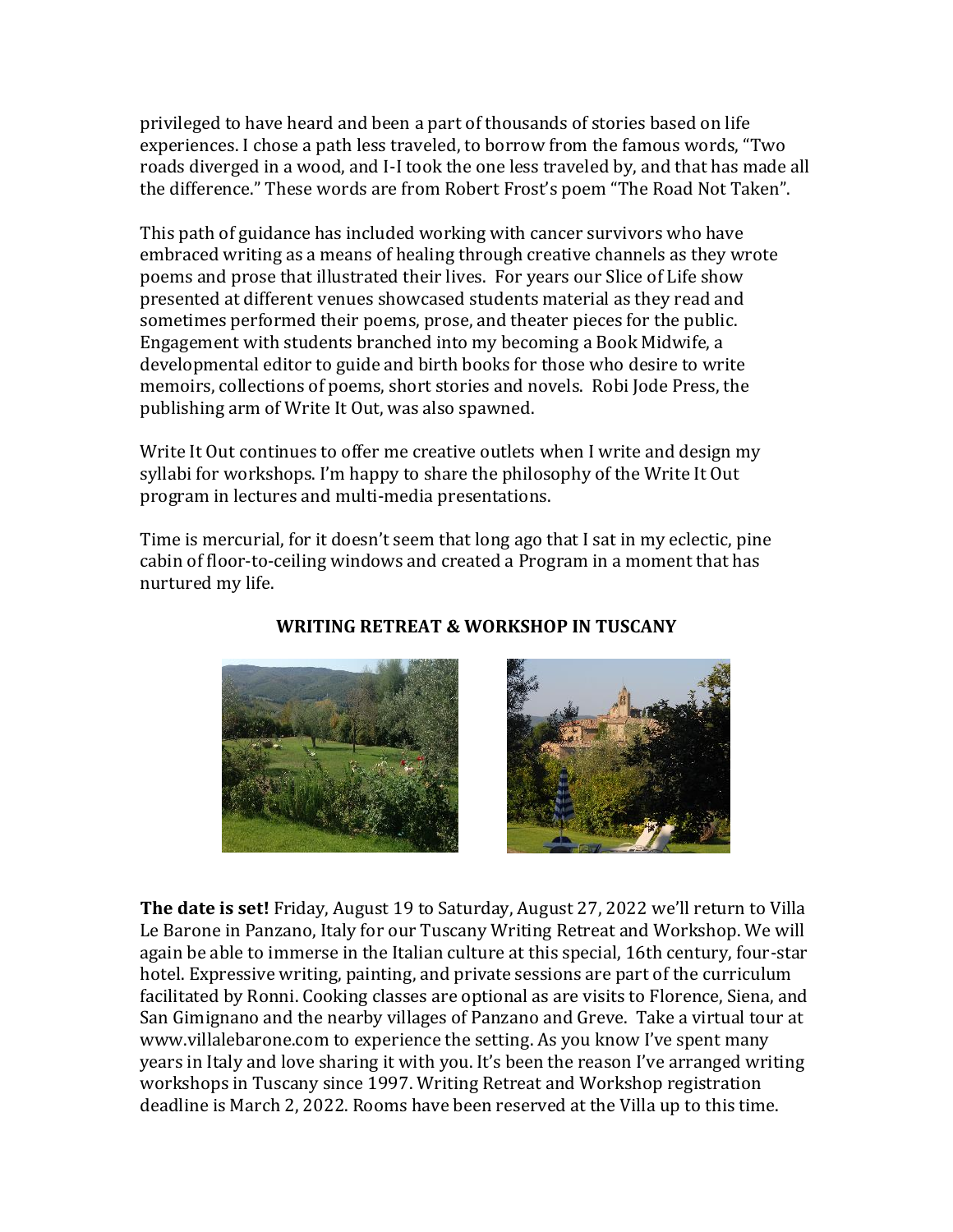privileged to have heard and been a part of thousands of stories based on life experiences. I chose a path less traveled, to borrow from the famous words, "Two roads diverged in a wood, and I-I took the one less traveled by, and that has made all the difference." These words are from Robert Frost's poem "The Road Not Taken".

This path of guidance has included working with cancer survivors who have embraced writing as a means of healing through creative channels as they wrote poems and prose that illustrated their lives. For years our Slice of Life show presented at different venues showcased students material as they read and sometimes performed their poems, prose, and theater pieces for the public. Engagement with students branched into my becoming a Book Midwife, a developmental editor to guide and birth books for those who desire to write memoirs, collections of poems, short stories and novels. Robi Jode Press, the publishing arm of Write It Out, was also spawned.

Write It Out continues to offer me creative outlets when I write and design my syllabi for workshops. I'm happy to share the philosophy of the Write It Out program in lectures and multi-media presentations.

Time is mercurial, for it doesn't seem that long ago that I sat in my eclectic, pine cabin of floor-to-ceiling windows and created a Program in a moment that has nurtured my life.

## WRITING RETREAT & WORKSHOP IN TUSCANY

**The date is set!** Friday, August 19 to Saturday, August 27, 2022 we'll return to Villa Le Barone in Panzano, Italy for our Tuscany Writing Retreat and Workshop. We will again be able to immerse in the Italian culture at this special, 16th century, four-star hotel. Expressive writing, painting, and private sessions are part of the curriculum facilitated by Ronni. Cooking classes are optional as are visits to Florence, Siena, and San Gimignano and the nearby villages of Panzano and Greve. Take a virtual tour at www.villalebarone.com to experience the setting. As you know I've spent many years in Italy and love sharing it with you. It's been the reason I've arranged writing workshops in Tuscany since 1997. Writing Retreat and Workshop registration deadline is March 2, 2022. Rooms have been reserved at the Villa up to this time.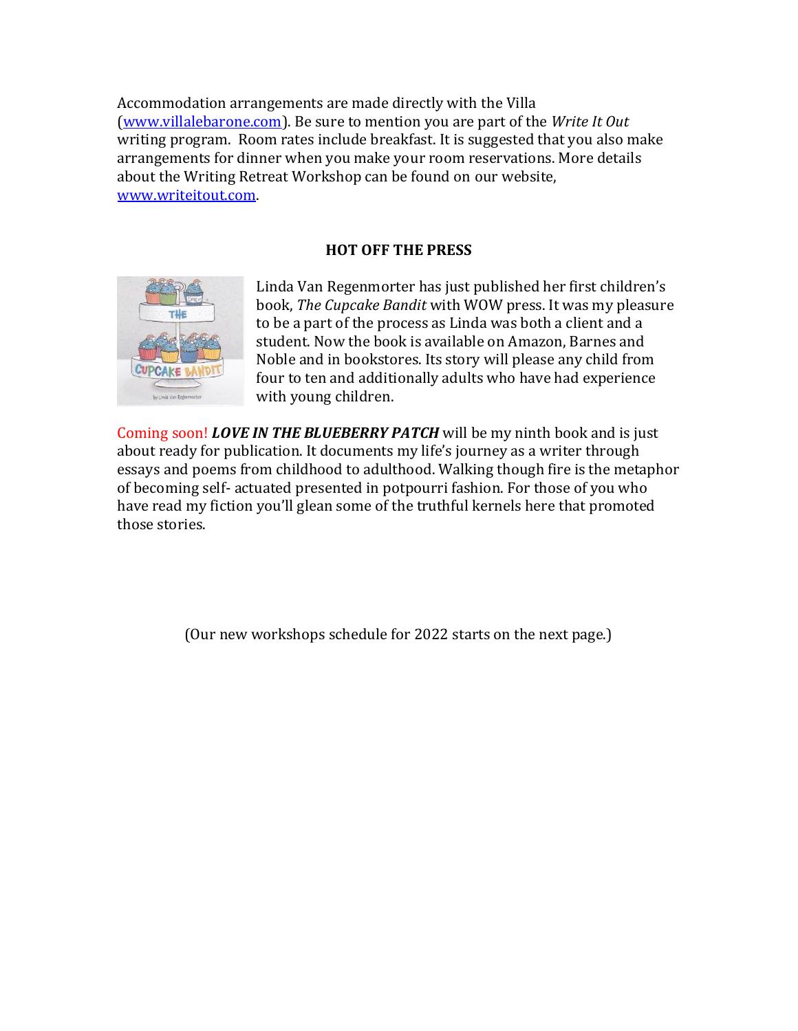Accommodation arrangements are made directly with the Villa ([www.villalebarone.com](http://www.villalebarone.com)). Be sure to mention you are part of the *Write It Out* writing program. Room rates include breakfast. It is suggested that you also make arrangements for dinner when you make your room reservations. More details about the Writing Retreat Workshop can be found on our website, [www.writeitout.com](http://www.writeitout.com).

**HOT OFF THE PRESS**

Linda Van Regenmorter has just published her first children's book, *The Cupcake Bandit* with WOW press. It was my pleasure to be a part of the process as Linda was both a client and a student. Now the book is available on Amazon, Barnes and Noble and in bookstores. Its story will please any child from four to ten and additionally adults who have had experience with young children.

Coming soon! ***LOVE IN THE BLUEBERRY PATCH*** will be my ninth book and is just about ready for publication. It documents my life's journey as a writer through essays and poems from childhood to adulthood. Walking though fire is the metaphor of becoming self- actuated presented in potpourri fashion. For those of you who have read my fiction you'll glean some of the truthful kernels here that promoted those stories.

(Our new workshops schedule for 2022 starts on the next page.)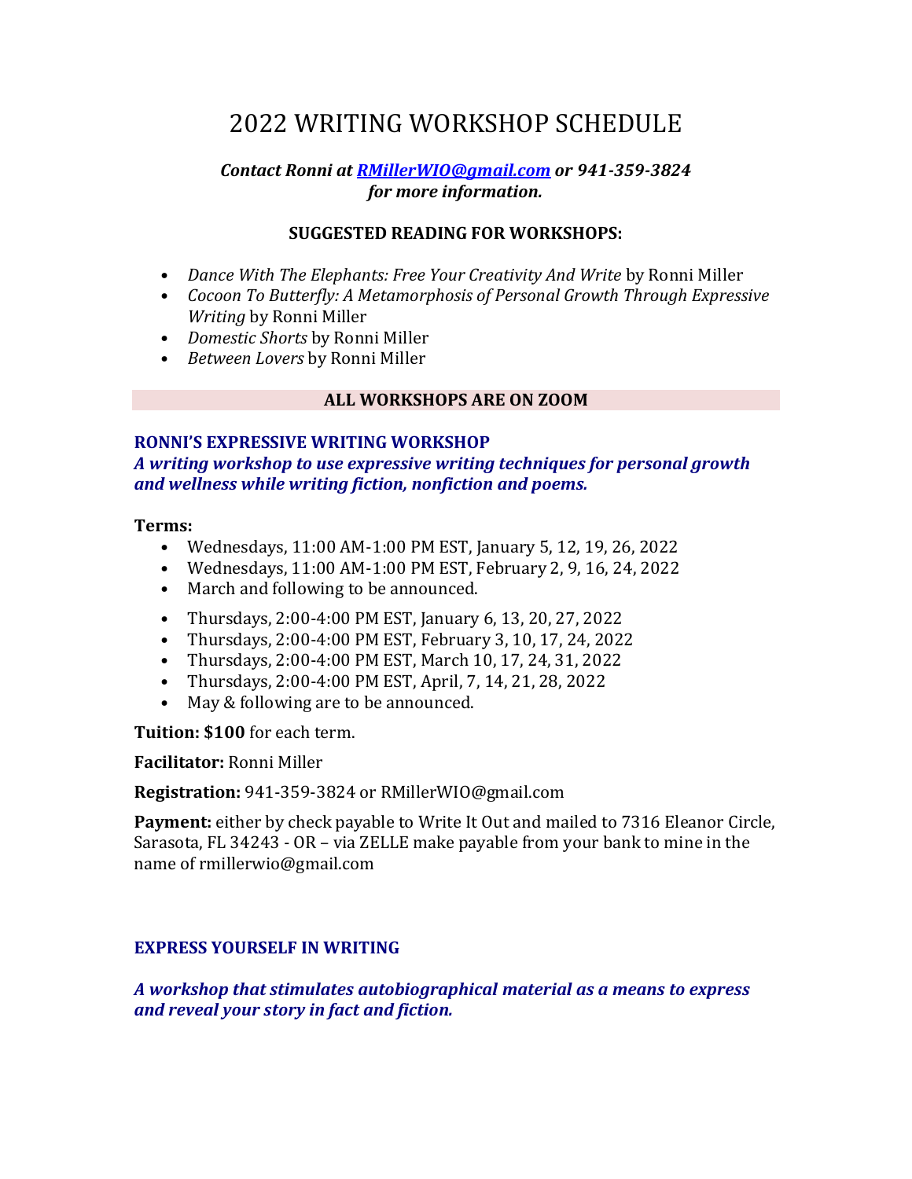# 2022 WRITING WORKSHOP SCHEDULE

***Contact Ronni at [RMillerWIO@gmail.com](mailto:RMillerWIO@gmail.com) or 941-359-3824 for more information.***

**SUGGESTED READING FOR WORKSHOPS:**

- *Dance With The Elephants: Free Your Creativity And Write* by Ronni Miller
- *Cocoon To Butterfly: A Metamorphosis of Personal Growth Through Expressive Writing* by Ronni Miller
- *Domestic Shorts* by Ronni Miller
- *Between Lovers* by Ronni Miller

**ALL WORKSHOPS ARE ON ZOOM**

### RONNI'S EXPRESSIVE WRITING WORKSHOP

***A writing workshop to use expressive writing techniques for personal growth and wellness while writing fiction, nonfiction and poems.***

**Terms:**

- Wednesdays, 11:00 AM-1:00 PM EST, January 5, 12, 19, 26, 2022
- Wednesdays, 11:00 AM-1:00 PM EST, February 2, 9, 16, 24, 2022
- March and following to be announced.

- Thursdays, 2:00-4:00 PM EST, January 6, 13, 20, 27, 2022
- Thursdays, 2:00-4:00 PM EST, February 3, 10, 17, 24, 2022
- Thursdays, 2:00-4:00 PM EST, March 10, 17, 24, 31, 2022
- Thursdays, 2:00-4:00 PM EST, April, 7, 14, 21, 28, 2022
- May & following are to be announced.

**Tuition: $100** for each term.

**Facilitator:** Ronni Miller

**Registration:** 941-359-3824 or RMillerWIO@gmail.com

**Payment:** either by check payable to Write It Out and mailed to 7316 Eleanor Circle, Sarasota, FL 34243 - OR – via ZELLE make payable from your bank to mine in the name of rmillerwio@gmail.com

### EXPRESS YOURSELF IN WRITING

***A workshop that stimulates autobiographical material as a means to express and reveal your story in fact and fiction.***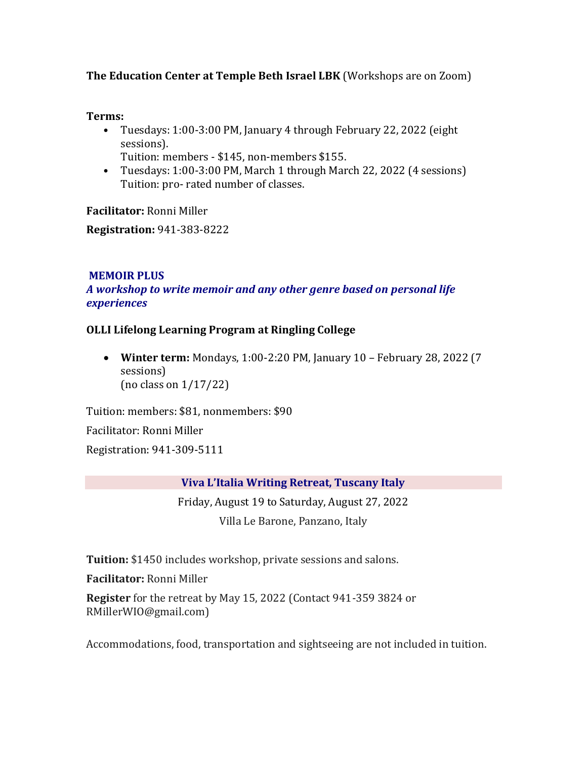**The Education Center at Temple Beth Israel LBK** (Workshops are on Zoom)

**Terms:**

- Tuesdays: 1:00-3:00 PM, January 4 through February 22, 2022 (eight sessions).
  Tuition: members - $145, non-members $155.
- Tuesdays: 1:00-3:00 PM, March 1 through March 22, 2022 (4 sessions)
  Tuition: pro- rated number of classes.

**Facilitator:** Ronni Miller

**Registration:** 941-383-8222

## MEMOIR PLUS

***A workshop to write memoir and any other genre based on personal life experiences***

**OLLI Lifelong Learning Program at Ringling College**

- **Winter term:** Mondays, 1:00-2:20 PM, January 10 – February 28, 2022 (7 sessions)
  (no class on 1/17/22)

Tuition: members: $81, nonmembers: $90

Facilitator: Ronni Miller

Registration: 941-309-5111

## Viva L'Italia Writing Retreat, Tuscany Italy

Friday, August 19 to Saturday, August 27, 2022

Villa Le Barone, Panzano, Italy

**Tuition:** $1450 includes workshop, private sessions and salons.

**Facilitator:** Ronni Miller

**Register** for the retreat by May 15, 2022 (Contact 941-359 3824 or RMillerWIO@gmail.com)

Accommodations, food, transportation and sightseeing are not included in tuition.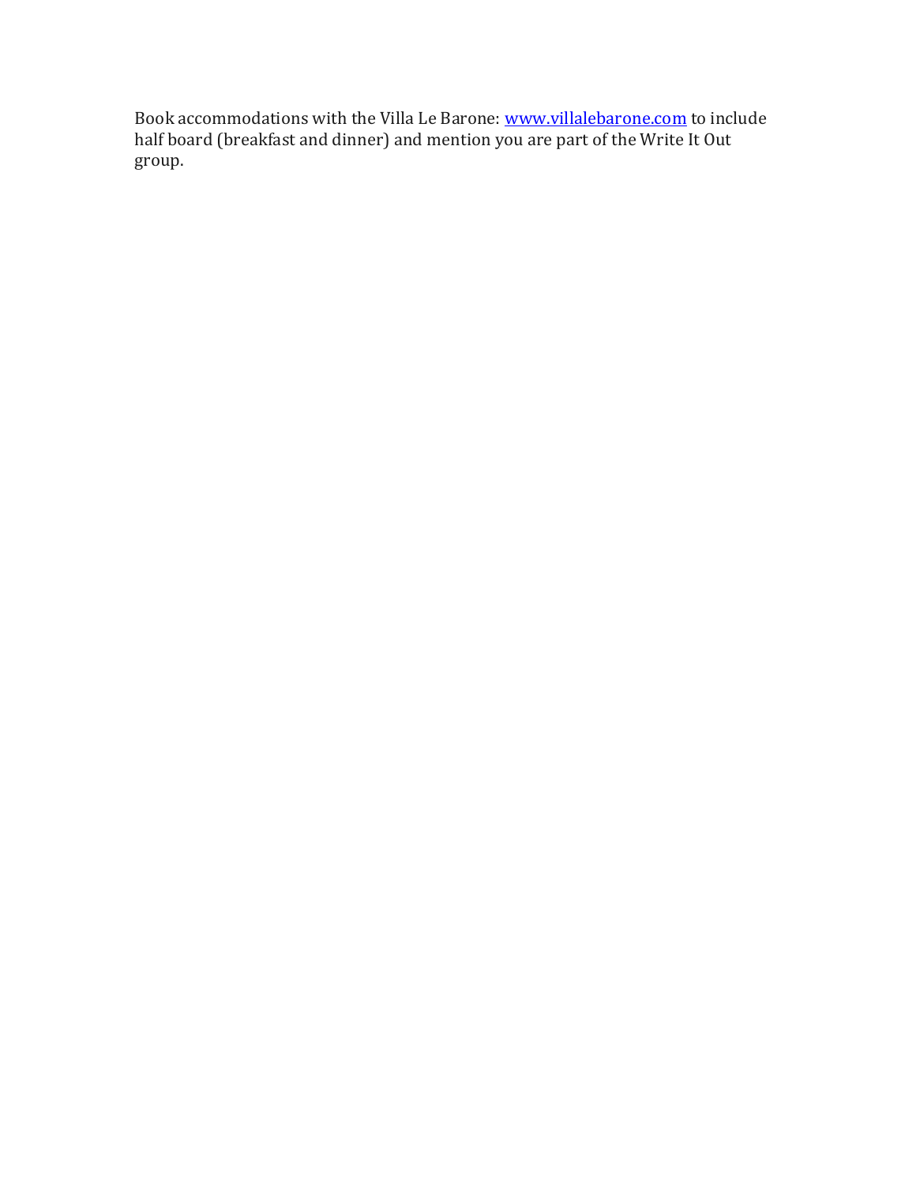Book accommodations with the Villa Le Barone: [www.villalebarone.com](http://www.villalebarone.com) to include half board (breakfast and dinner) and mention you are part of the Write It Out group.